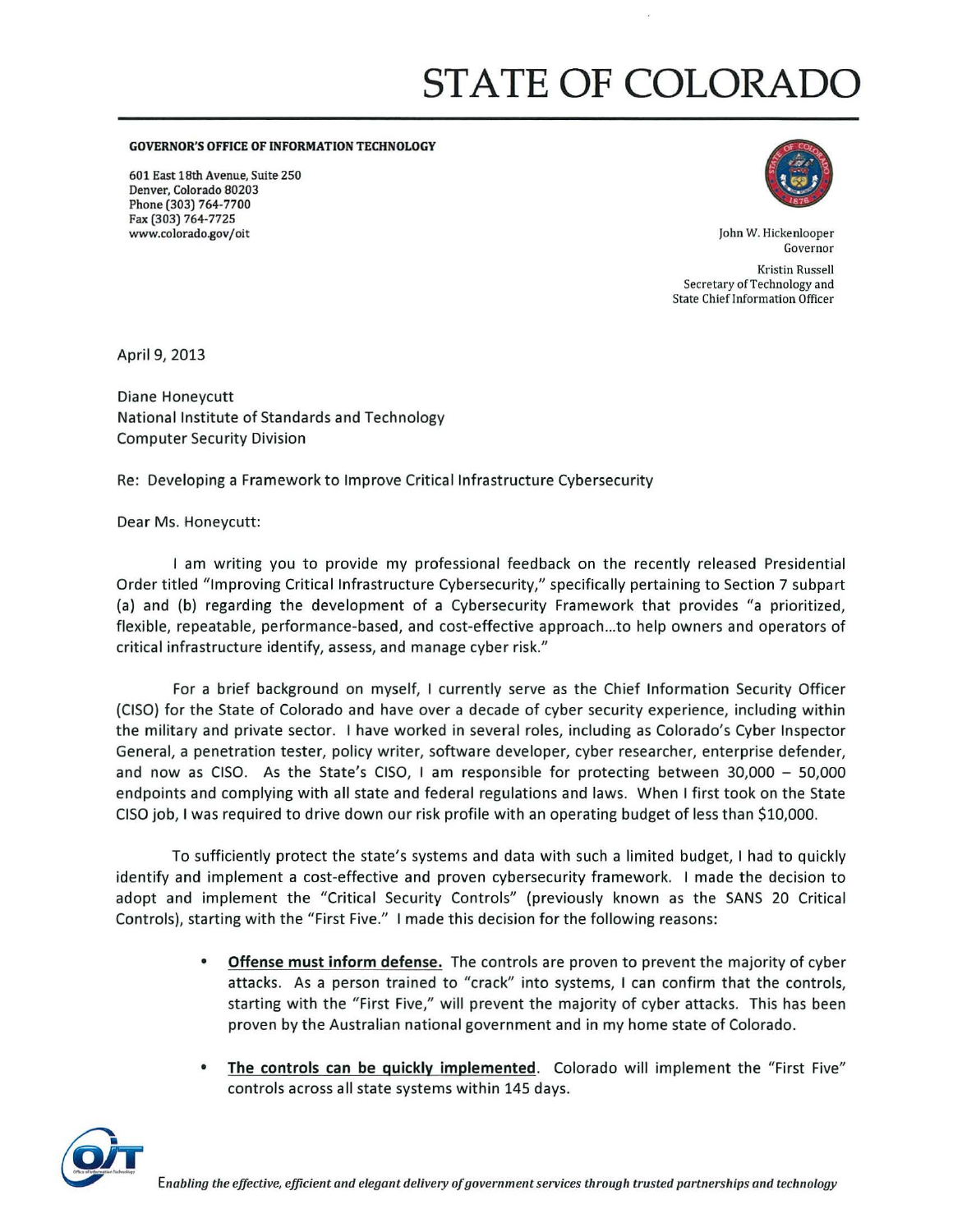# STATE OF COLORADO

**GOVERNOR'S OFFICE OF INFORMATION TECHNOLOGY**

601 East 18th Avenue, Suite 250
Denver, Colorado 80203
Phone (303) 764-7700
Fax (303) 764-7725
www.colorado.gov/oit

John W. Hickenlooper
Governor

Kristin Russell
Secretary of Technology and
State Chief Information Officer

April 9, 2013

Diane Honeycutt
National Institute of Standards and Technology
Computer Security Division

Re: Developing a Framework to Improve Critical Infrastructure Cybersecurity

Dear Ms. Honeycutt:

I am writing you to provide my professional feedback on the recently released Presidential Order titled "Improving Critical Infrastructure Cybersecurity," specifically pertaining to Section 7 subpart (a) and (b) regarding the development of a Cybersecurity Framework that provides "a prioritized, flexible, repeatable, performance-based, and cost-effective approach...to help owners and operators of critical infrastructure identify, assess, and manage cyber risk."

For a brief background on myself, I currently serve as the Chief Information Security Officer (CISO) for the State of Colorado and have over a decade of cyber security experience, including within the military and private sector. I have worked in several roles, including as Colorado's Cyber Inspector General, a penetration tester, policy writer, software developer, cyber researcher, enterprise defender, and now as CISO. As the State's CISO, I am responsible for protecting between 30,000 – 50,000 endpoints and complying with all state and federal regulations and laws. When I first took on the State CISO job, I was required to drive down our risk profile with an operating budget of less than $10,000.

To sufficiently protect the state's systems and data with such a limited budget, I had to quickly identify and implement a cost-effective and proven cybersecurity framework. I made the decision to adopt and implement the "Critical Security Controls" (previously known as the SANS 20 Critical Controls), starting with the "First Five." I made this decision for the following reasons:

- **Offense must inform defense.** The controls are proven to prevent the majority of cyber attacks. As a person trained to "crack" into systems, I can confirm that the controls, starting with the "First Five," will prevent the majority of cyber attacks. This has been proven by the Australian national government and in my home state of Colorado.
- **The controls can be quickly implemented**. Colorado will implement the "First Five" controls across all state systems within 145 days.

*Enabling the effective, efficient and elegant delivery of government services through trusted partnerships and technology*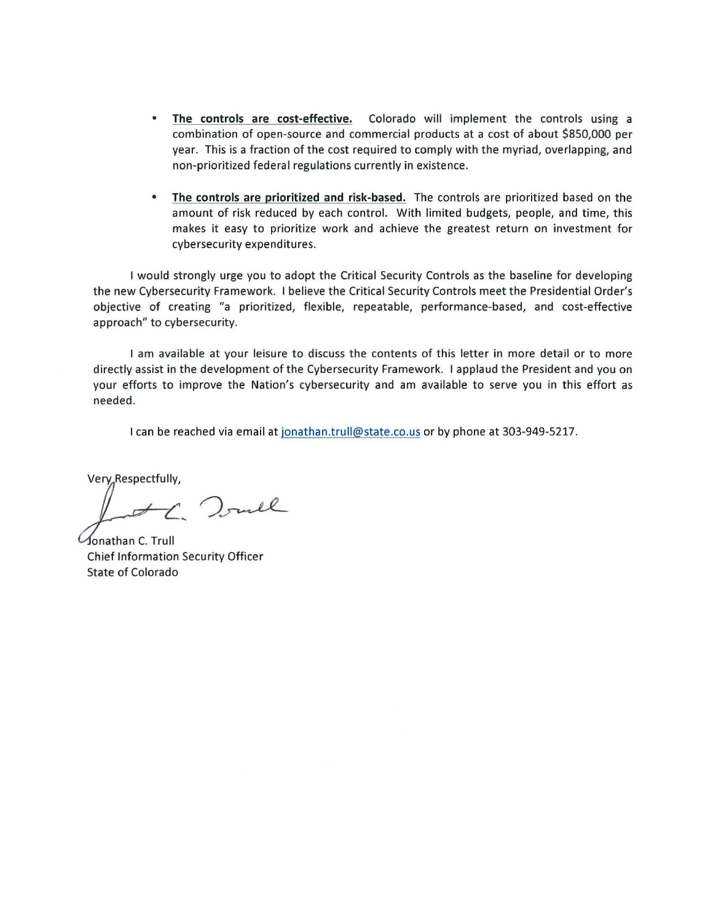- **The controls are cost-effective.** Colorado will implement the controls using a combination of open-source and commercial products at a cost of about $850,000 per year. This is a fraction of the cost required to comply with the myriad, overlapping, and non-prioritized federal regulations currently in existence.

- **The controls are prioritized and risk-based.** The controls are prioritized based on the amount of risk reduced by each control. With limited budgets, people, and time, this makes it easy to prioritize work and achieve the greatest return on investment for cybersecurity expenditures.

I would strongly urge you to adopt the Critical Security Controls as the baseline for developing the new Cybersecurity Framework. I believe the Critical Security Controls meet the Presidential Order's objective of creating "a prioritized, flexible, repeatable, performance-based, and cost-effective approach" to cybersecurity.

I am available at your leisure to discuss the contents of this letter in more detail or to more directly assist in the development of the Cybersecurity Framework. I applaud the President and you on your efforts to improve the Nation's cybersecurity and am available to serve you in this effort as needed.

I can be reached via email at jonathan.trull@state.co.us or by phone at 303-949-5217.

Very Respectfully,

Jonathan C. Trull
Chief Information Security Officer
State of Colorado